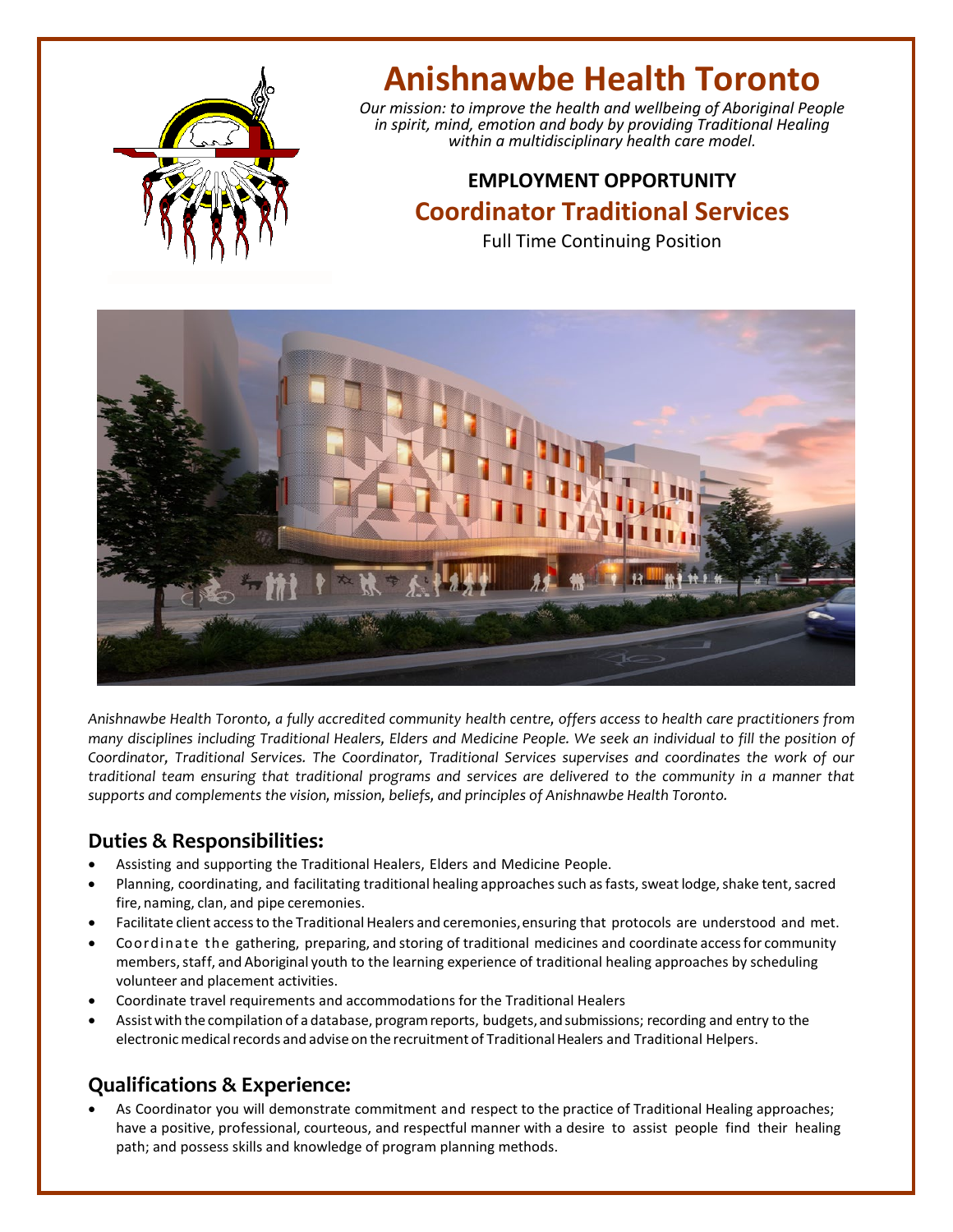# Anishnawbe Health Toronto

*Our mission: to improve the health and wellbeing of Aboriginal People in spirit, mind, emotion and body by providing Traditional Healing within a multidisciplinary health care model.*

## EMPLOYMENT OPPORTUNITY

## Coordinator Traditional Services

Full Time Continuing Position

*Anishnawbe Health Toronto, a fully accredited community health centre, offers access to health care practitioners from many disciplines including Traditional Healers, Elders and Medicine People. We seek an individual to fill the position of Coordinator, Traditional Services. The Coordinator, Traditional Services supervises and coordinates the work of our traditional team ensuring that traditional programs and services are delivered to the community in a manner that supports and complements the vision, mission, beliefs, and principles of Anishnawbe Health Toronto.*

## Duties & Responsibilities:

- Assisting and supporting the Traditional Healers, Elders and Medicine People.
- Planning, coordinating, and facilitating traditional healing approaches such as fasts, sweat lodge, shake tent, sacred fire, naming, clan, and pipe ceremonies.
- Facilitate client access to the Traditional Healers and ceremonies, ensuring that protocols are understood and met.
- Coordinate the gathering, preparing, and storing of traditional medicines and coordinate access for community members, staff, and Aboriginal youth to the learning experience of traditional healing approaches by scheduling volunteer and placement activities.
- Coordinate travel requirements and accommodations for the Traditional Healers
- Assist with the compilation of a database, program reports, budgets, and submissions; recording and entry to the electronic medical records and advise on the recruitment of Traditional Healers and Traditional Helpers.

## Qualifications & Experience:

- As Coordinator you will demonstrate commitment and respect to the practice of Traditional Healing approaches; have a positive, professional, courteous, and respectful manner with a desire to assist people find their healing path; and possess skills and knowledge of program planning methods.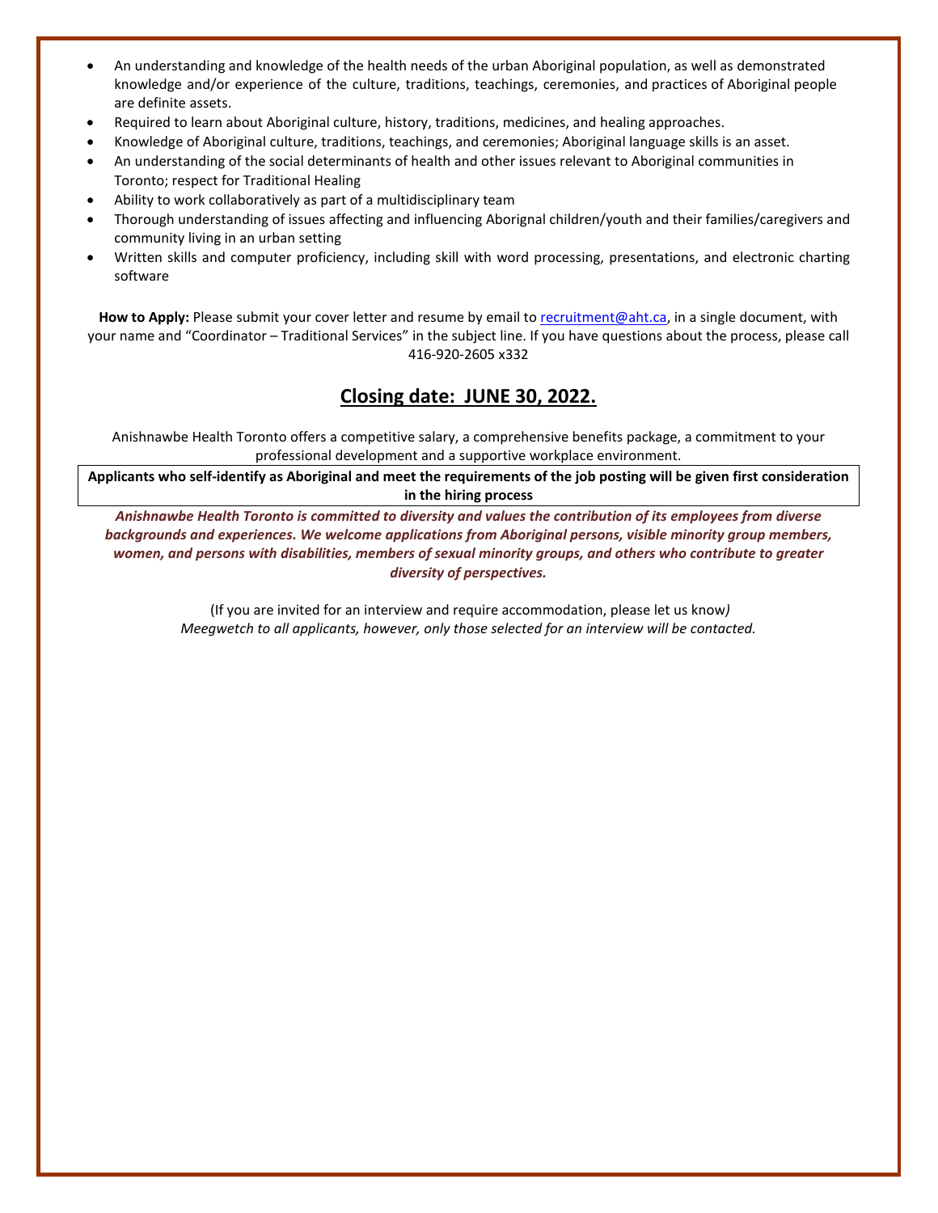- An understanding and knowledge of the health needs of the urban Aboriginal population, as well as demonstrated knowledge and/or experience of the culture, traditions, teachings, ceremonies, and practices of Aboriginal people are definite assets.
- Required to learn about Aboriginal culture, history, traditions, medicines, and healing approaches.
- Knowledge of Aboriginal culture, traditions, teachings, and ceremonies; Aboriginal language skills is an asset.
- An understanding of the social determinants of health and other issues relevant to Aboriginal communities in Toronto; respect for Traditional Healing
- Ability to work collaboratively as part of a multidisciplinary team
- Thorough understanding of issues affecting and influencing Aborignal children/youth and their families/caregivers and community living in an urban setting
- Written skills and computer proficiency, including skill with word processing, presentations, and electronic charting software

**How to Apply:** Please submit your cover letter and resume by email to recruitment@aht.ca, in a single document, with your name and "Coordinator – Traditional Services" in the subject line. If you have questions about the process, please call 416-920-2605 x332

## Closing date: JUNE 30, 2022.

Anishnawbe Health Toronto offers a competitive salary, a comprehensive benefits package, a commitment to your professional development and a supportive workplace environment.

**Applicants who self-identify as Aboriginal and meet the requirements of the job posting will be given first consideration in the hiring process**

***Anishnawbe Health Toronto is committed to diversity and values the contribution of its employees from diverse backgrounds and experiences. We welcome applications from Aboriginal persons, visible minority group members, women, and persons with disabilities, members of sexual minority groups, and others who contribute to greater diversity of perspectives.***

(If you are invited for an interview and require accommodation, please let us know)

*Meegwetch to all applicants, however, only those selected for an interview will be contacted.*